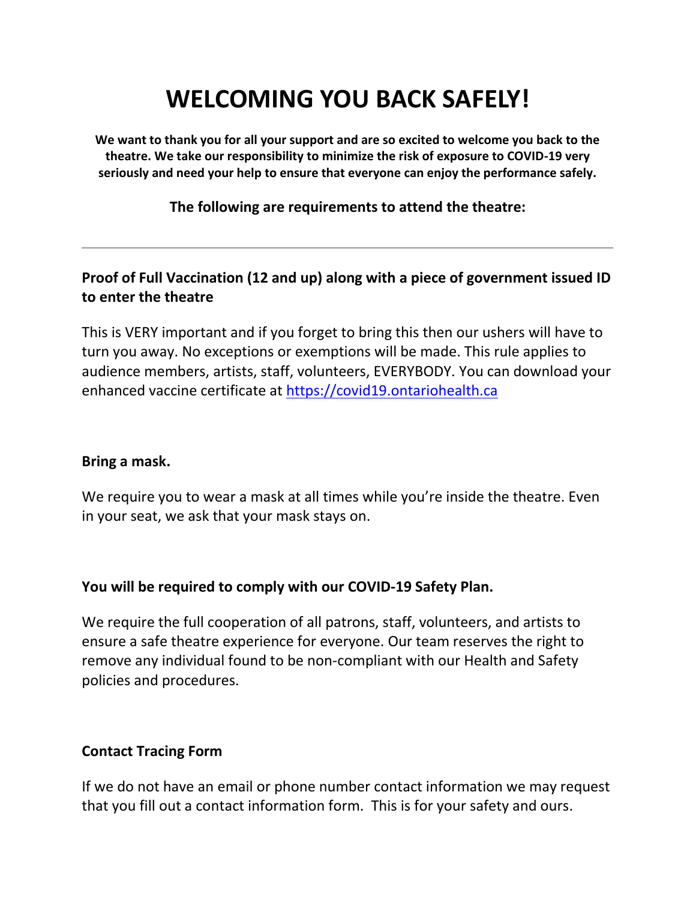# WELCOMING YOU BACK SAFELY!

**We want to thank you for all your support and are so excited to welcome you back to the theatre. We take our responsibility to minimize the risk of exposure to COVID-19 very seriously and need your help to ensure that everyone can enjoy the performance safely.**

**The following are requirements to attend the theatre:**

---

### Proof of Full Vaccination (12 and up) along with a piece of government issued ID to enter the theatre

This is VERY important and if you forget to bring this then our ushers will have to turn you away. No exceptions or exemptions will be made. This rule applies to audience members, artists, staff, volunteers, EVERYBODY. You can download your enhanced vaccine certificate at [https://covid19.ontariohealth.ca](https://covid19.ontariohealth.ca)

### Bring a mask.

We require you to wear a mask at all times while you're inside the theatre. Even in your seat, we ask that your mask stays on.

### You will be required to comply with our COVID-19 Safety Plan.

We require the full cooperation of all patrons, staff, volunteers, and artists to ensure a safe theatre experience for everyone. Our team reserves the right to remove any individual found to be non-compliant with our Health and Safety policies and procedures.

### Contact Tracing Form

If we do not have an email or phone number contact information we may request that you fill out a contact information form. This is for your safety and ours.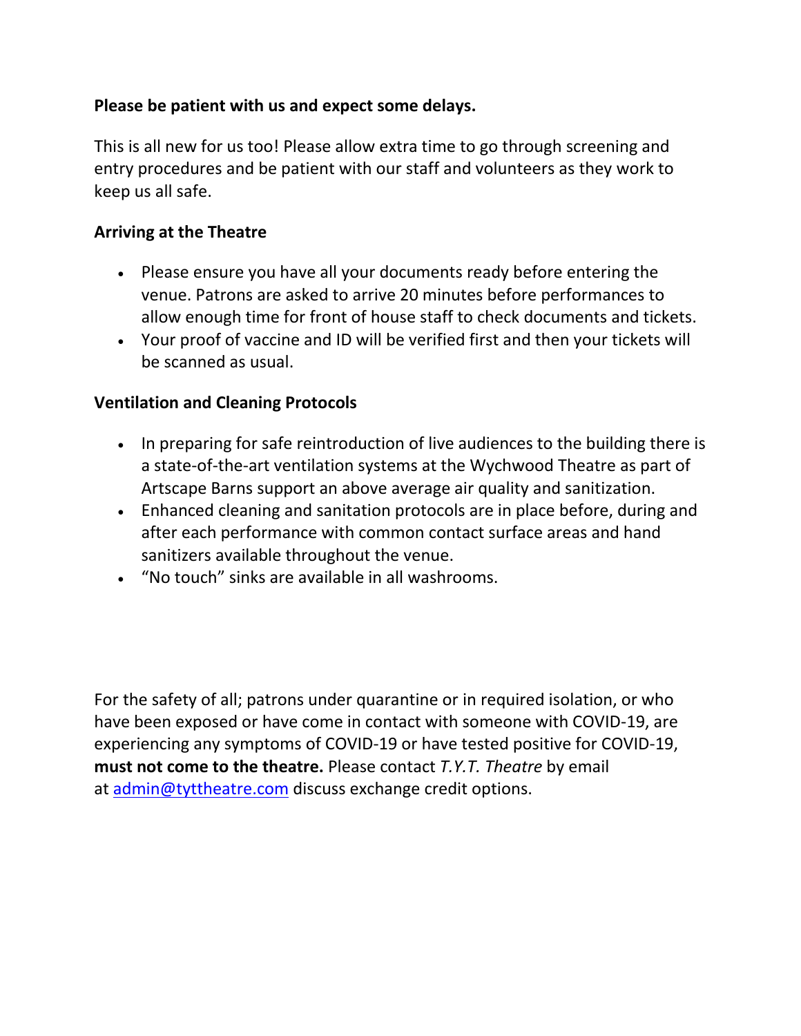**Please be patient with us and expect some delays.**

This is all new for us too! Please allow extra time to go through screening and entry procedures and be patient with our staff and volunteers as they work to keep us all safe.

**Arriving at the Theatre**

- Please ensure you have all your documents ready before entering the venue. Patrons are asked to arrive 20 minutes before performances to allow enough time for front of house staff to check documents and tickets.
- Your proof of vaccine and ID will be verified first and then your tickets will be scanned as usual.

**Ventilation and Cleaning Protocols**

- In preparing for safe reintroduction of live audiences to the building there is a state-of-the-art ventilation systems at the Wychwood Theatre as part of Artscape Barns support an above average air quality and sanitization.
- Enhanced cleaning and sanitation protocols are in place before, during and after each performance with common contact surface areas and hand sanitizers available throughout the venue.
- "No touch" sinks are available in all washrooms.

For the safety of all; patrons under quarantine or in required isolation, or who have been exposed or have come in contact with someone with COVID-19, are experiencing any symptoms of COVID-19 or have tested positive for COVID-19, **must not come to the theatre.** Please contact *T.Y.T. Theatre* by email at [admin@tyttheatre.com](mailto:admin@tyttheatre.com) discuss exchange credit options.